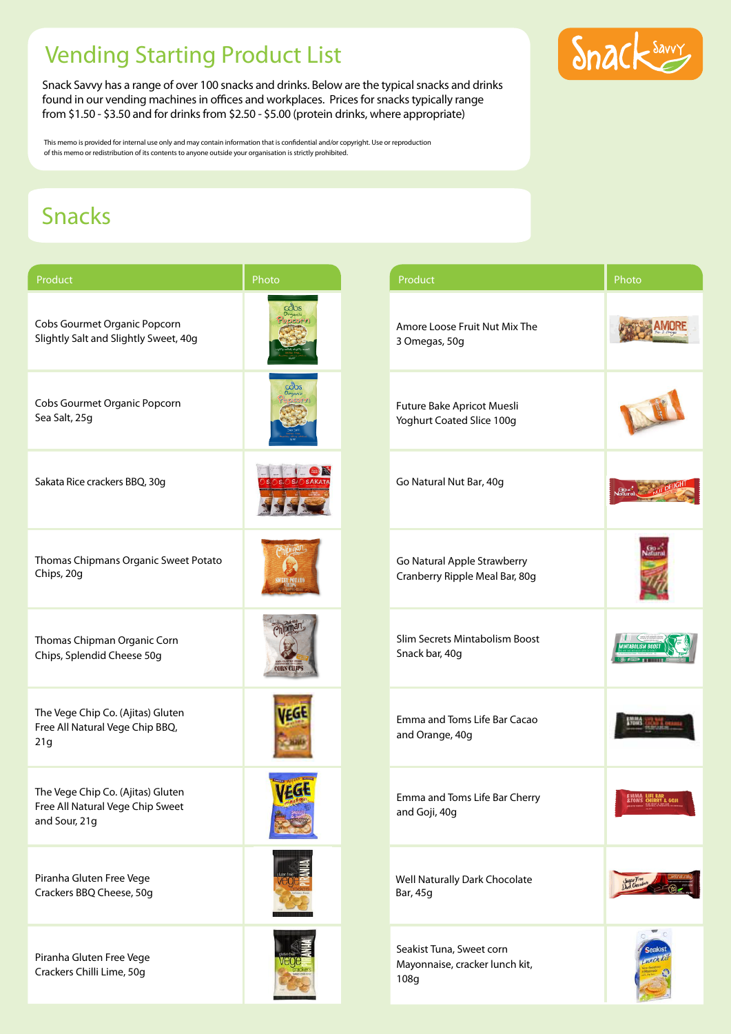# Vending Starting Product List

Snack Savvy has a range of over 100 snacks and drinks. Below are the typical snacks and drinks found in our vending machines in offices and workplaces. Prices for snacks typically range from $1.50 - $3.50 and for drinks from $2.50 - $5.00 (protein drinks, where appropriate)

This memo is provided for internal use only and may contain information that is confidential and/or copyright. Use or reproduction of this memo or redistribution of its contents to anyone outside your organisation is strictly prohibited.

## Snacks

| Product | Photo |
|---|---|
| Cobs Gourmet Organic Popcorn Slightly Salt and Slightly Sweet, 40g | |
| Cobs Gourmet Organic Popcorn Sea Salt, 25g | |
| Sakata Rice crackers BBQ, 30g | |
| Thomas Chipmans Organic Sweet Potato Chips, 20g | |
| Thomas Chipman Organic Corn Chips, Splendid Cheese 50g | |
| The Vege Chip Co. (Ajitas) Gluten Free All Natural Vege Chip BBQ, 21g | |
| The Vege Chip Co. (Ajitas) Gluten Free All Natural Vege Chip Sweet and Sour, 21g | |
| Piranha Gluten Free Vege Crackers BBQ Cheese, 50g | |
| Piranha Gluten Free Vege Crackers Chilli Lime, 50g | |

| Product | Photo |
|---|---|
| Amore Loose Fruit Nut Mix The 3 Omegas, 50g | |
| Future Bake Apricot Muesli Yoghurt Coated Slice 100g | |
| Go Natural Nut Bar, 40g | |
| Go Natural Apple Strawberry Cranberry Ripple Meal Bar, 80g | |
| Slim Secrets Mintabolism Boost Snack bar, 40g | |
| Emma and Toms Life Bar Cacao and Orange, 40g | |
| Emma and Toms Life Bar Cherry and Goji, 40g | |
| Well Naturally Dark Chocolate Bar, 45g | |
| Seakist Tuna, Sweet corn Mayonnaise, cracker lunch kit, 108g | |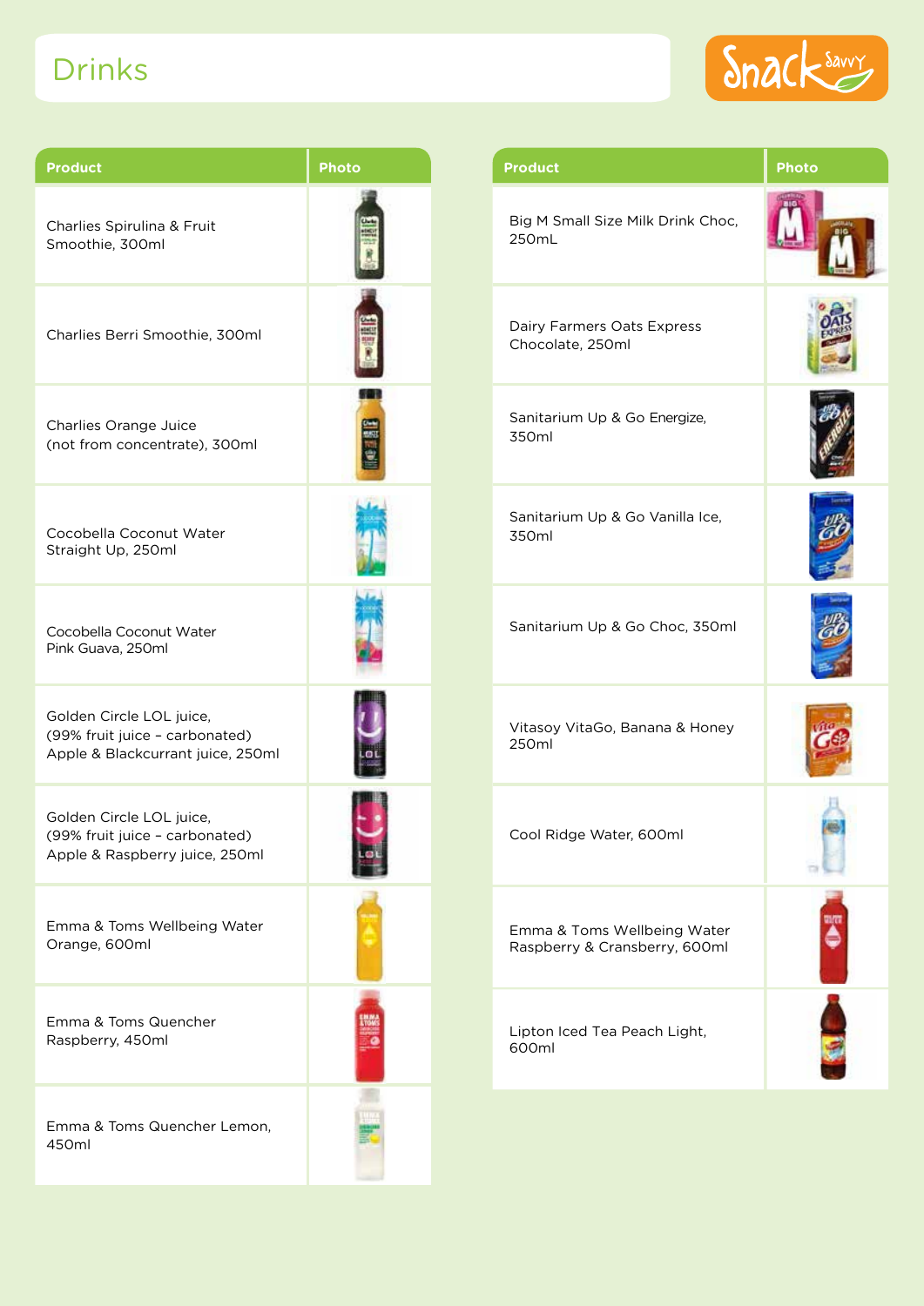# Drinks

| Product | Photo |
|---|---|
| Charlies Spirulina & Fruit Smoothie, 300ml | |
| Charlies Berri Smoothie, 300ml | |
| Charlies Orange Juice (not from concentrate), 300ml | |
| Cocobella Coconut Water Straight Up, 250ml | |
| Cocobella Coconut Water Pink Guava, 250ml | |
| Golden Circle LOL juice, (99% fruit juice – carbonated) Apple & Blackcurrant juice, 250ml | |
| Golden Circle LOL juice, (99% fruit juice – carbonated) Apple & Raspberry juice, 250ml | |
| Emma & Toms Wellbeing Water Orange, 600ml | |
| Emma & Toms Quencher Raspberry, 450ml | |
| Emma & Toms Quencher Lemon, 450ml | |

| Product | Photo |
|---|---|
| Big M Small Size Milk Drink Choc, 250mL | |
| Dairy Farmers Oats Express Chocolate, 250ml | |
| Sanitarium Up & Go Energize, 350ml | |
| Sanitarium Up & Go Vanilla Ice, 350ml | |
| Sanitarium Up & Go Choc, 350ml | |
| Vitasoy VitaGo, Banana & Honey 250ml | |
| Cool Ridge Water, 600ml | |
| Emma & Toms Wellbeing Water Raspberry & Cransberry, 600ml | |
| Lipton Iced Tea Peach Light, 600ml | |